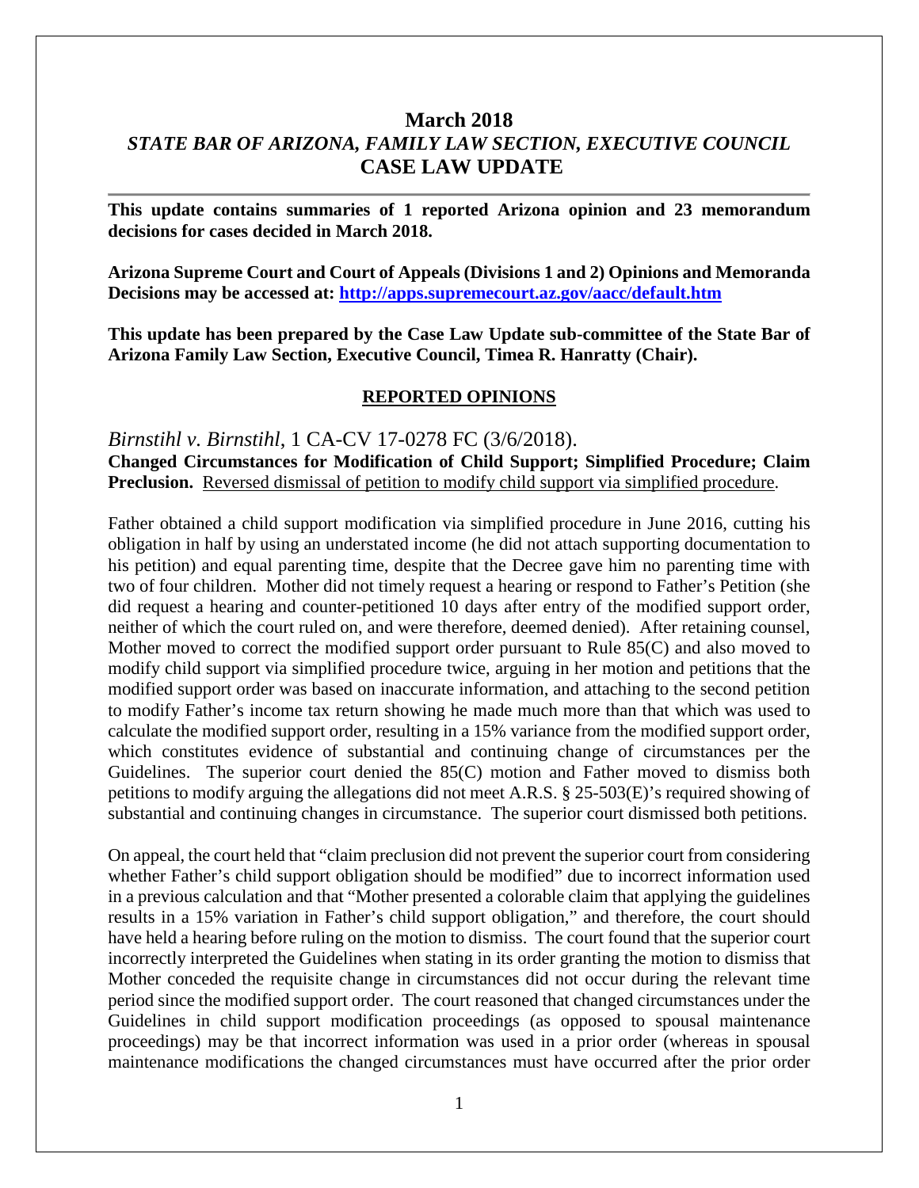# March 2018

## *STATE BAR OF ARIZONA, FAMILY LAW SECTION, EXECUTIVE COUNCIL*

## CASE LAW UPDATE

**This update contains summaries of 1 reported Arizona opinion and 23 memorandum decisions for cases decided in March 2018.**

**Arizona Supreme Court and Court of Appeals (Divisions 1 and 2) Opinions and Memoranda Decisions may be accessed at: [http://apps.supremecourt.az.gov/aacc/default.htm](http://apps.supremecourt.az.gov/aacc/default.htm)**

**This update has been prepared by the Case Law Update sub-committee of the State Bar of Arizona Family Law Section, Executive Council, Timea R. Hanratty (Chair).**

### REPORTED OPINIONS

*Birnstihl v. Birnstihl*, 1 CA-CV 17-0278 FC (3/6/2018).

**Changed Circumstances for Modification of Child Support; Simplified Procedure; Claim Preclusion.** Reversed dismissal of petition to modify child support via simplified procedure.

Father obtained a child support modification via simplified procedure in June 2016, cutting his obligation in half by using an understated income (he did not attach supporting documentation to his petition) and equal parenting time, despite that the Decree gave him no parenting time with two of four children. Mother did not timely request a hearing or respond to Father's Petition (she did request a hearing and counter-petitioned 10 days after entry of the modified support order, neither of which the court ruled on, and were therefore, deemed denied). After retaining counsel, Mother moved to correct the modified support order pursuant to Rule 85(C) and also moved to modify child support via simplified procedure twice, arguing in her motion and petitions that the modified support order was based on inaccurate information, and attaching to the second petition to modify Father's income tax return showing he made much more than that which was used to calculate the modified support order, resulting in a 15% variance from the modified support order, which constitutes evidence of substantial and continuing change of circumstances per the Guidelines. The superior court denied the 85(C) motion and Father moved to dismiss both petitions to modify arguing the allegations did not meet A.R.S. § 25-503(E)'s required showing of substantial and continuing changes in circumstance. The superior court dismissed both petitions.

On appeal, the court held that "claim preclusion did not prevent the superior court from considering whether Father's child support obligation should be modified" due to incorrect information used in a previous calculation and that "Mother presented a colorable claim that applying the guidelines results in a 15% variation in Father's child support obligation," and therefore, the court should have held a hearing before ruling on the motion to dismiss. The court found that the superior court incorrectly interpreted the Guidelines when stating in its order granting the motion to dismiss that Mother conceded the requisite change in circumstances did not occur during the relevant time period since the modified support order. The court reasoned that changed circumstances under the Guidelines in child support modification proceedings (as opposed to spousal maintenance proceedings) may be that incorrect information was used in a prior order (whereas in spousal maintenance modifications the changed circumstances must have occurred after the prior order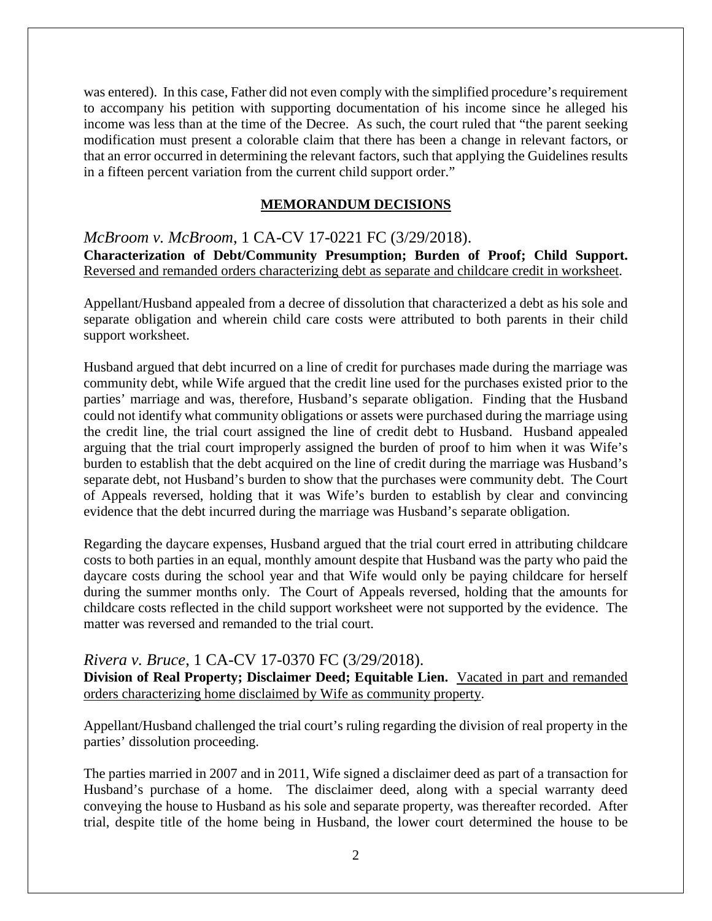was entered). In this case, Father did not even comply with the simplified procedure's requirement to accompany his petition with supporting documentation of his income since he alleged his income was less than at the time of the Decree. As such, the court ruled that "the parent seeking modification must present a colorable claim that there has been a change in relevant factors, or that an error occurred in determining the relevant factors, such that applying the Guidelines results in a fifteen percent variation from the current child support order."

## MEMORANDUM DECISIONS

### *McBroom v. McBroom*, 1 CA-CV 17-0221 FC (3/29/2018).

**Characterization of Debt/Community Presumption; Burden of Proof; Child Support.** Reversed and remanded orders characterizing debt as separate and childcare credit in worksheet.

Appellant/Husband appealed from a decree of dissolution that characterized a debt as his sole and separate obligation and wherein child care costs were attributed to both parents in their child support worksheet.

Husband argued that debt incurred on a line of credit for purchases made during the marriage was community debt, while Wife argued that the credit line used for the purchases existed prior to the parties' marriage and was, therefore, Husband's separate obligation. Finding that the Husband could not identify what community obligations or assets were purchased during the marriage using the credit line, the trial court assigned the line of credit debt to Husband. Husband appealed arguing that the trial court improperly assigned the burden of proof to him when it was Wife's burden to establish that the debt acquired on the line of credit during the marriage was Husband's separate debt, not Husband's burden to show that the purchases were community debt. The Court of Appeals reversed, holding that it was Wife's burden to establish by clear and convincing evidence that the debt incurred during the marriage was Husband's separate obligation.

Regarding the daycare expenses, Husband argued that the trial court erred in attributing childcare costs to both parties in an equal, monthly amount despite that Husband was the party who paid the daycare costs during the school year and that Wife would only be paying childcare for herself during the summer months only. The Court of Appeals reversed, holding that the amounts for childcare costs reflected in the child support worksheet were not supported by the evidence. The matter was reversed and remanded to the trial court.

### *Rivera v. Bruce*, 1 CA-CV 17-0370 FC (3/29/2018).

**Division of Real Property; Disclaimer Deed; Equitable Lien.** Vacated in part and remanded orders characterizing home disclaimed by Wife as community property.

Appellant/Husband challenged the trial court's ruling regarding the division of real property in the parties' dissolution proceeding.

The parties married in 2007 and in 2011, Wife signed a disclaimer deed as part of a transaction for Husband's purchase of a home. The disclaimer deed, along with a special warranty deed conveying the house to Husband as his sole and separate property, was thereafter recorded. After trial, despite title of the home being in Husband, the lower court determined the house to be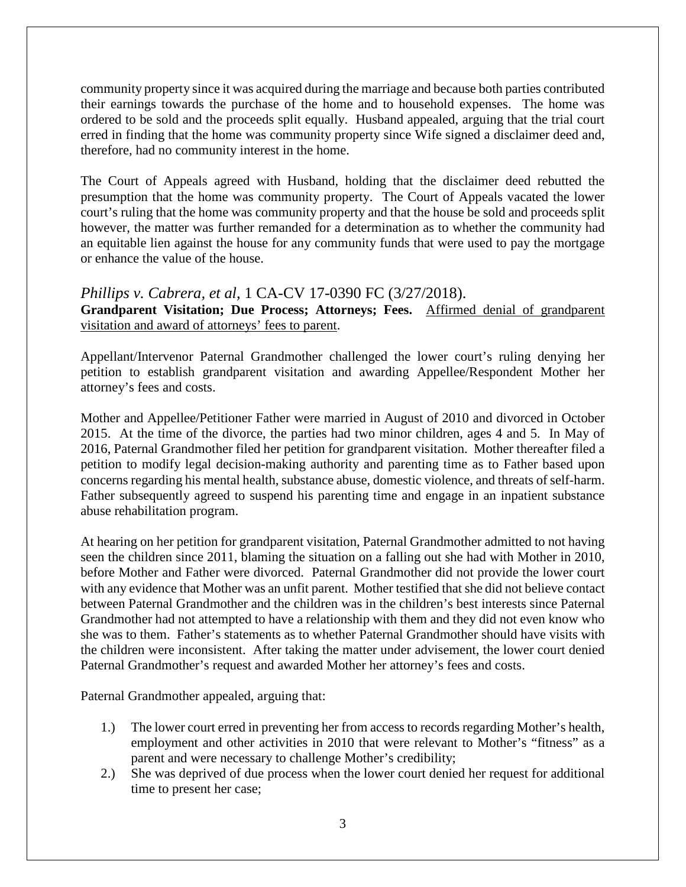community property since it was acquired during the marriage and because both parties contributed their earnings towards the purchase of the home and to household expenses. The home was ordered to be sold and the proceeds split equally. Husband appealed, arguing that the trial court erred in finding that the home was community property since Wife signed a disclaimer deed and, therefore, had no community interest in the home.

The Court of Appeals agreed with Husband, holding that the disclaimer deed rebutted the presumption that the home was community property. The Court of Appeals vacated the lower court's ruling that the home was community property and that the house be sold and proceeds split however, the matter was further remanded for a determination as to whether the community had an equitable lien against the house for any community funds that were used to pay the mortgage or enhance the value of the house.

### *Phillips v. Cabrera, et al*, 1 CA-CV 17-0390 FC (3/27/2018).

**Grandparent Visitation; Due Process; Attorneys; Fees.** <u>Affirmed denial of grandparent visitation and award of attorneys' fees to parent</u>.

Appellant/Intervenor Paternal Grandmother challenged the lower court's ruling denying her petition to establish grandparent visitation and awarding Appellee/Respondent Mother her attorney's fees and costs.

Mother and Appellee/Petitioner Father were married in August of 2010 and divorced in October 2015. At the time of the divorce, the parties had two minor children, ages 4 and 5. In May of 2016, Paternal Grandmother filed her petition for grandparent visitation. Mother thereafter filed a petition to modify legal decision-making authority and parenting time as to Father based upon concerns regarding his mental health, substance abuse, domestic violence, and threats of self-harm. Father subsequently agreed to suspend his parenting time and engage in an inpatient substance abuse rehabilitation program.

At hearing on her petition for grandparent visitation, Paternal Grandmother admitted to not having seen the children since 2011, blaming the situation on a falling out she had with Mother in 2010, before Mother and Father were divorced. Paternal Grandmother did not provide the lower court with any evidence that Mother was an unfit parent. Mother testified that she did not believe contact between Paternal Grandmother and the children was in the children's best interests since Paternal Grandmother had not attempted to have a relationship with them and they did not even know who she was to them. Father's statements as to whether Paternal Grandmother should have visits with the children were inconsistent. After taking the matter under advisement, the lower court denied Paternal Grandmother's request and awarded Mother her attorney's fees and costs.

Paternal Grandmother appealed, arguing that:

1.) The lower court erred in preventing her from access to records regarding Mother's health, employment and other activities in 2010 that were relevant to Mother's "fitness" as a parent and were necessary to challenge Mother's credibility;
2.) She was deprived of due process when the lower court denied her request for additional time to present her case;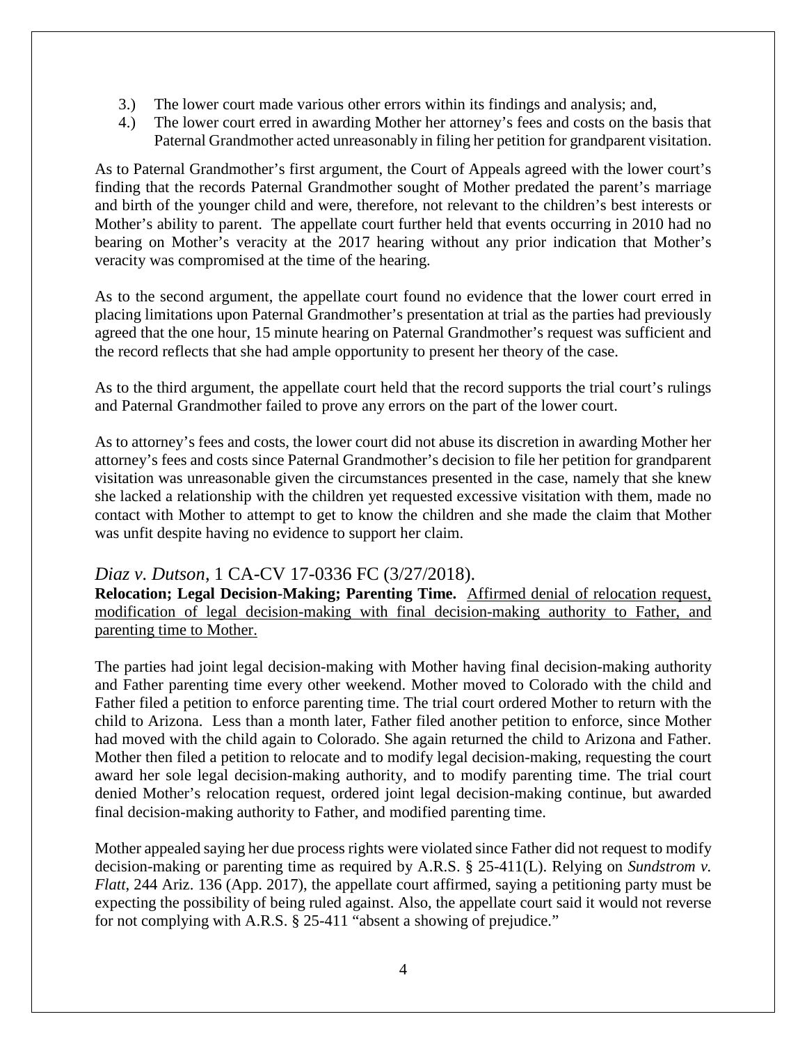3.) The lower court made various other errors within its findings and analysis; and,
4.) The lower court erred in awarding Mother her attorney's fees and costs on the basis that Paternal Grandmother acted unreasonably in filing her petition for grandparent visitation.

As to Paternal Grandmother's first argument, the Court of Appeals agreed with the lower court's finding that the records Paternal Grandmother sought of Mother predated the parent's marriage and birth of the younger child and were, therefore, not relevant to the children's best interests or Mother's ability to parent. The appellate court further held that events occurring in 2010 had no bearing on Mother's veracity at the 2017 hearing without any prior indication that Mother's veracity was compromised at the time of the hearing.

As to the second argument, the appellate court found no evidence that the lower court erred in placing limitations upon Paternal Grandmother's presentation at trial as the parties had previously agreed that the one hour, 15 minute hearing on Paternal Grandmother's request was sufficient and the record reflects that she had ample opportunity to present her theory of the case.

As to the third argument, the appellate court held that the record supports the trial court's rulings and Paternal Grandmother failed to prove any errors on the part of the lower court.

As to attorney's fees and costs, the lower court did not abuse its discretion in awarding Mother her attorney's fees and costs since Paternal Grandmother's decision to file her petition for grandparent visitation was unreasonable given the circumstances presented in the case, namely that she knew she lacked a relationship with the children yet requested excessive visitation with them, made no contact with Mother to attempt to get to know the children and she made the claim that Mother was unfit despite having no evidence to support her claim.

### *Diaz v. Dutson*, 1 CA-CV 17-0336 FC (3/27/2018).

**Relocation; Legal Decision-Making; Parenting Time.** Affirmed denial of relocation request, modification of legal decision-making with final decision-making authority to Father, and parenting time to Mother.

The parties had joint legal decision-making with Mother having final decision-making authority and Father parenting time every other weekend. Mother moved to Colorado with the child and Father filed a petition to enforce parenting time. The trial court ordered Mother to return with the child to Arizona. Less than a month later, Father filed another petition to enforce, since Mother had moved with the child again to Colorado. She again returned the child to Arizona and Father. Mother then filed a petition to relocate and to modify legal decision-making, requesting the court award her sole legal decision-making authority, and to modify parenting time. The trial court denied Mother's relocation request, ordered joint legal decision-making continue, but awarded final decision-making authority to Father, and modified parenting time.

Mother appealed saying her due process rights were violated since Father did not request to modify decision-making or parenting time as required by A.R.S. § 25-411(L). Relying on *Sundstrom v. Flatt*, 244 Ariz. 136 (App. 2017), the appellate court affirmed, saying a petitioning party must be expecting the possibility of being ruled against. Also, the appellate court said it would not reverse for not complying with A.R.S. § 25-411 "absent a showing of prejudice."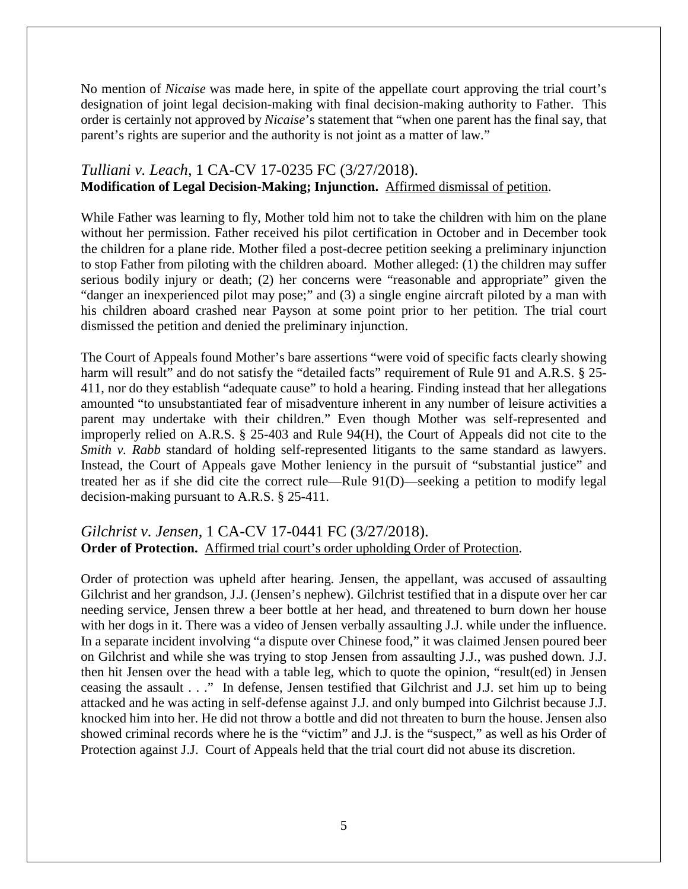No mention of *Nicaise* was made here, in spite of the appellate court approving the trial court's designation of joint legal decision-making with final decision-making authority to Father. This order is certainly not approved by *Nicaise*'s statement that "when one parent has the final say, that parent's rights are superior and the authority is not joint as a matter of law."

### *Tulliani v. Leach*, 1 CA-CV 17-0235 FC (3/27/2018).

**Modification of Legal Decision-Making; Injunction.** Affirmed dismissal of petition.

While Father was learning to fly, Mother told him not to take the children with him on the plane without her permission. Father received his pilot certification in October and in December took the children for a plane ride. Mother filed a post-decree petition seeking a preliminary injunction to stop Father from piloting with the children aboard. Mother alleged: (1) the children may suffer serious bodily injury or death; (2) her concerns were "reasonable and appropriate" given the "danger an inexperienced pilot may pose;" and (3) a single engine aircraft piloted by a man with his children aboard crashed near Payson at some point prior to her petition. The trial court dismissed the petition and denied the preliminary injunction.

The Court of Appeals found Mother's bare assertions "were void of specific facts clearly showing harm will result" and do not satisfy the "detailed facts" requirement of Rule 91 and A.R.S. § 25-411, nor do they establish "adequate cause" to hold a hearing. Finding instead that her allegations amounted "to unsubstantiated fear of misadventure inherent in any number of leisure activities a parent may undertake with their children." Even though Mother was self-represented and improperly relied on A.R.S. § 25-403 and Rule 94(H), the Court of Appeals did not cite to the *Smith v. Rabb* standard of holding self-represented litigants to the same standard as lawyers. Instead, the Court of Appeals gave Mother leniency in the pursuit of "substantial justice" and treated her as if she did cite the correct rule—Rule 91(D)—seeking a petition to modify legal decision-making pursuant to A.R.S. § 25-411.

### *Gilchrist v. Jensen*, 1 CA-CV 17-0441 FC (3/27/2018).

**Order of Protection.** Affirmed trial court's order upholding Order of Protection.

Order of protection was upheld after hearing. Jensen, the appellant, was accused of assaulting Gilchrist and her grandson, J.J. (Jensen's nephew). Gilchrist testified that in a dispute over her car needing service, Jensen threw a beer bottle at her head, and threatened to burn down her house with her dogs in it. There was a video of Jensen verbally assaulting J.J. while under the influence. In a separate incident involving "a dispute over Chinese food," it was claimed Jensen poured beer on Gilchrist and while she was trying to stop Jensen from assaulting J.J., was pushed down. J.J. then hit Jensen over the head with a table leg, which to quote the opinion, "result(ed) in Jensen ceasing the assault . . ." In defense, Jensen testified that Gilchrist and J.J. set him up to being attacked and he was acting in self-defense against J.J. and only bumped into Gilchrist because J.J. knocked him into her. He did not throw a bottle and did not threaten to burn the house. Jensen also showed criminal records where he is the "victim" and J.J. is the "suspect," as well as his Order of Protection against J.J. Court of Appeals held that the trial court did not abuse its discretion.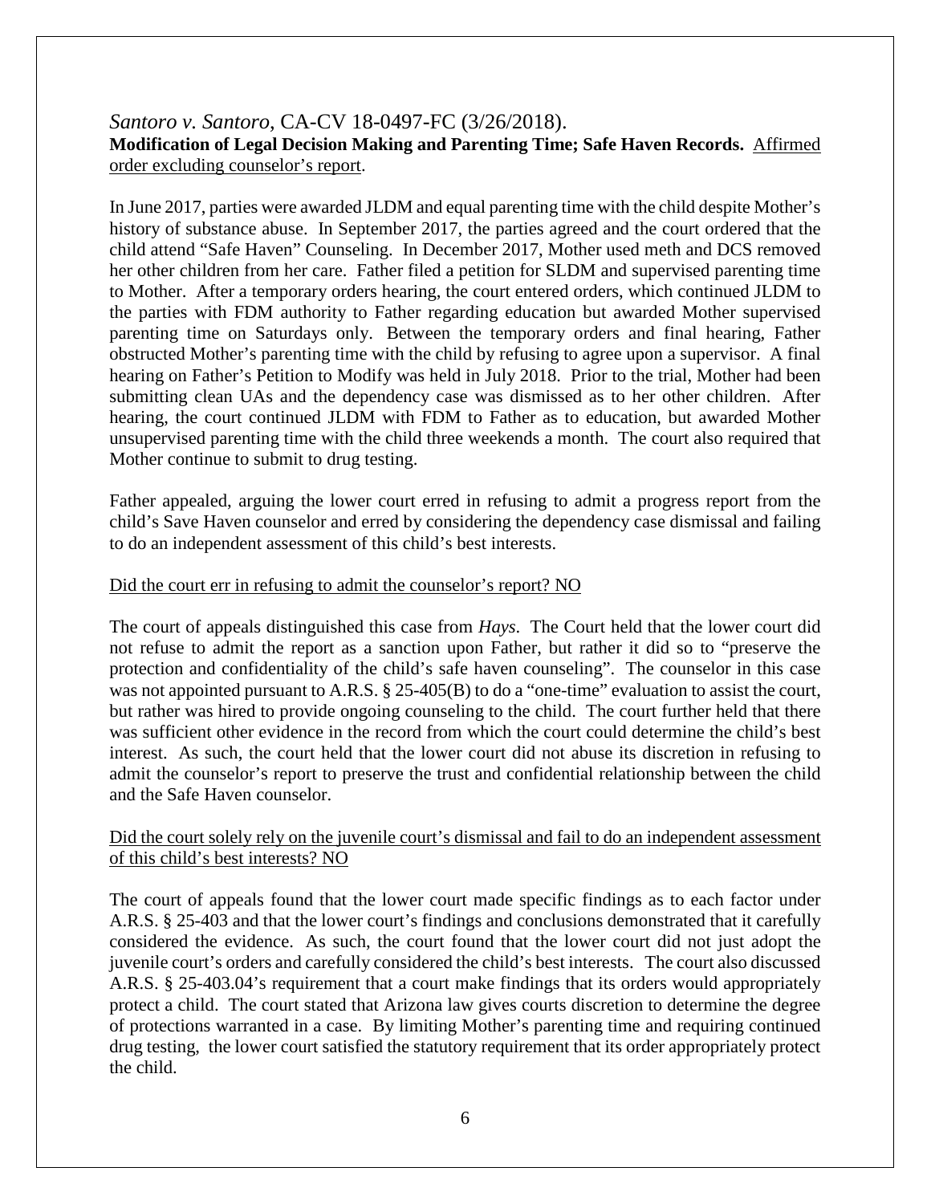*Santoro v. Santoro*, CA-CV 18-0497-FC (3/26/2018).
**Modification of Legal Decision Making and Parenting Time; Safe Haven Records.** <u>Affirmed order excluding counselor's report</u>.

In June 2017, parties were awarded JLDM and equal parenting time with the child despite Mother's history of substance abuse. In September 2017, the parties agreed and the court ordered that the child attend "Safe Haven" Counseling. In December 2017, Mother used meth and DCS removed her other children from her care. Father filed a petition for SLDM and supervised parenting time to Mother. After a temporary orders hearing, the court entered orders, which continued JLDM to the parties with FDM authority to Father regarding education but awarded Mother supervised parenting time on Saturdays only. Between the temporary orders and final hearing, Father obstructed Mother's parenting time with the child by refusing to agree upon a supervisor. A final hearing on Father's Petition to Modify was held in July 2018. Prior to the trial, Mother had been submitting clean UAs and the dependency case was dismissed as to her other children. After hearing, the court continued JLDM with FDM to Father as to education, but awarded Mother unsupervised parenting time with the child three weekends a month. The court also required that Mother continue to submit to drug testing.

Father appealed, arguing the lower court erred in refusing to admit a progress report from the child's Save Haven counselor and erred by considering the dependency case dismissal and failing to do an independent assessment of this child's best interests.

<u>Did the court err in refusing to admit the counselor's report? NO</u>

The court of appeals distinguished this case from *Hays*. The Court held that the lower court did not refuse to admit the report as a sanction upon Father, but rather it did so to "preserve the protection and confidentiality of the child's safe haven counseling". The counselor in this case was not appointed pursuant to A.R.S. § 25-405(B) to do a "one-time" evaluation to assist the court, but rather was hired to provide ongoing counseling to the child. The court further held that there was sufficient other evidence in the record from which the court could determine the child's best interest. As such, the court held that the lower court did not abuse its discretion in refusing to admit the counselor's report to preserve the trust and confidential relationship between the child and the Safe Haven counselor.

<u>Did the court solely rely on the juvenile court's dismissal and fail to do an independent assessment of this child's best interests? NO</u>

The court of appeals found that the lower court made specific findings as to each factor under A.R.S. § 25-403 and that the lower court's findings and conclusions demonstrated that it carefully considered the evidence. As such, the court found that the lower court did not just adopt the juvenile court's orders and carefully considered the child's best interests. The court also discussed A.R.S. § 25-403.04's requirement that a court make findings that its orders would appropriately protect a child. The court stated that Arizona law gives courts discretion to determine the degree of protections warranted in a case. By limiting Mother's parenting time and requiring continued drug testing, the lower court satisfied the statutory requirement that its order appropriately protect the child.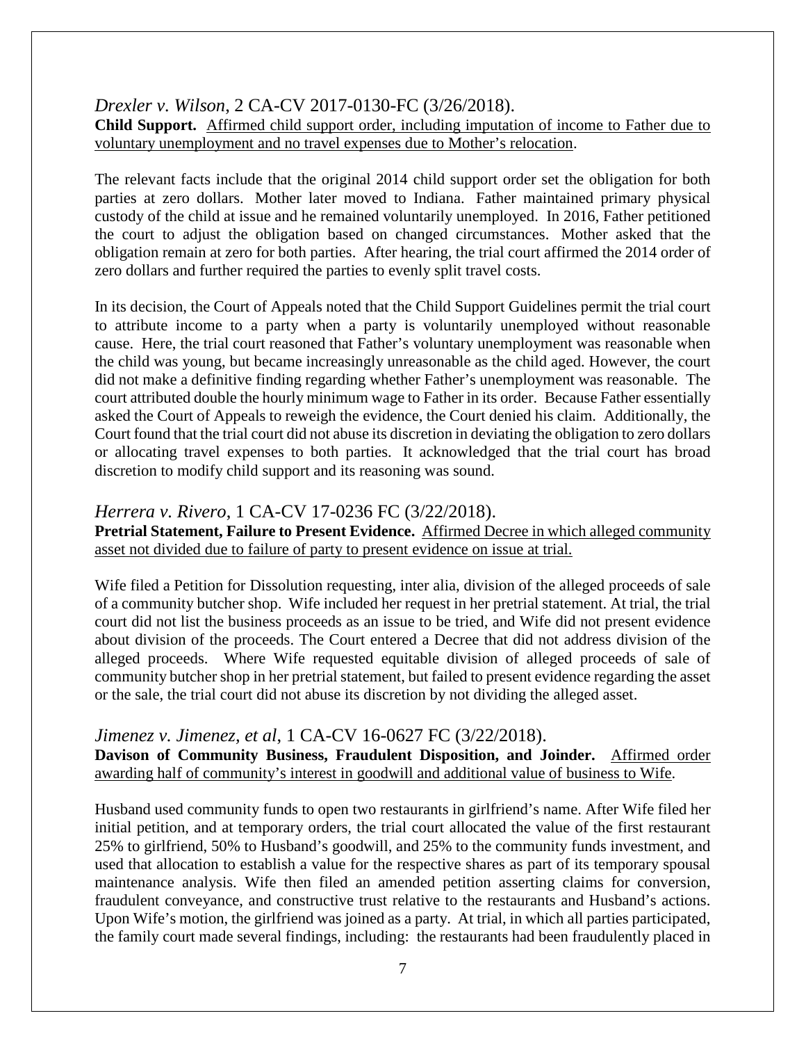*Drexler v. Wilson*, 2 CA-CV 2017-0130-FC (3/26/2018).
**Child Support.** Affirmed child support order, including imputation of income to Father due to voluntary unemployment and no travel expenses due to Mother's relocation.

The relevant facts include that the original 2014 child support order set the obligation for both parties at zero dollars. Mother later moved to Indiana. Father maintained primary physical custody of the child at issue and he remained voluntarily unemployed. In 2016, Father petitioned the court to adjust the obligation based on changed circumstances. Mother asked that the obligation remain at zero for both parties. After hearing, the trial court affirmed the 2014 order of zero dollars and further required the parties to evenly split travel costs.

In its decision, the Court of Appeals noted that the Child Support Guidelines permit the trial court to attribute income to a party when a party is voluntarily unemployed without reasonable cause. Here, the trial court reasoned that Father's voluntary unemployment was reasonable when the child was young, but became increasingly unreasonable as the child aged. However, the court did not make a definitive finding regarding whether Father's unemployment was reasonable. The court attributed double the hourly minimum wage to Father in its order. Because Father essentially asked the Court of Appeals to reweigh the evidence, the Court denied his claim. Additionally, the Court found that the trial court did not abuse its discretion in deviating the obligation to zero dollars or allocating travel expenses to both parties. It acknowledged that the trial court has broad discretion to modify child support and its reasoning was sound.

*Herrera v. Rivero*, 1 CA-CV 17-0236 FC (3/22/2018).
**Pretrial Statement, Failure to Present Evidence.** Affirmed Decree in which alleged community asset not divided due to failure of party to present evidence on issue at trial.

Wife filed a Petition for Dissolution requesting, inter alia, division of the alleged proceeds of sale of a community butcher shop. Wife included her request in her pretrial statement. At trial, the trial court did not list the business proceeds as an issue to be tried, and Wife did not present evidence about division of the proceeds. The Court entered a Decree that did not address division of the alleged proceeds. Where Wife requested equitable division of alleged proceeds of sale of community butcher shop in her pretrial statement, but failed to present evidence regarding the asset or the sale, the trial court did not abuse its discretion by not dividing the alleged asset.

*Jimenez v. Jimenez, et al*, 1 CA-CV 16-0627 FC (3/22/2018).
**Davison of Community Business, Fraudulent Disposition, and Joinder.** Affirmed order awarding half of community's interest in goodwill and additional value of business to Wife.

Husband used community funds to open two restaurants in girlfriend's name. After Wife filed her initial petition, and at temporary orders, the trial court allocated the value of the first restaurant 25% to girlfriend, 50% to Husband's goodwill, and 25% to the community funds investment, and used that allocation to establish a value for the respective shares as part of its temporary spousal maintenance analysis. Wife then filed an amended petition asserting claims for conversion, fraudulent conveyance, and constructive trust relative to the restaurants and Husband's actions. Upon Wife's motion, the girlfriend was joined as a party. At trial, in which all parties participated, the family court made several findings, including: the restaurants had been fraudulently placed in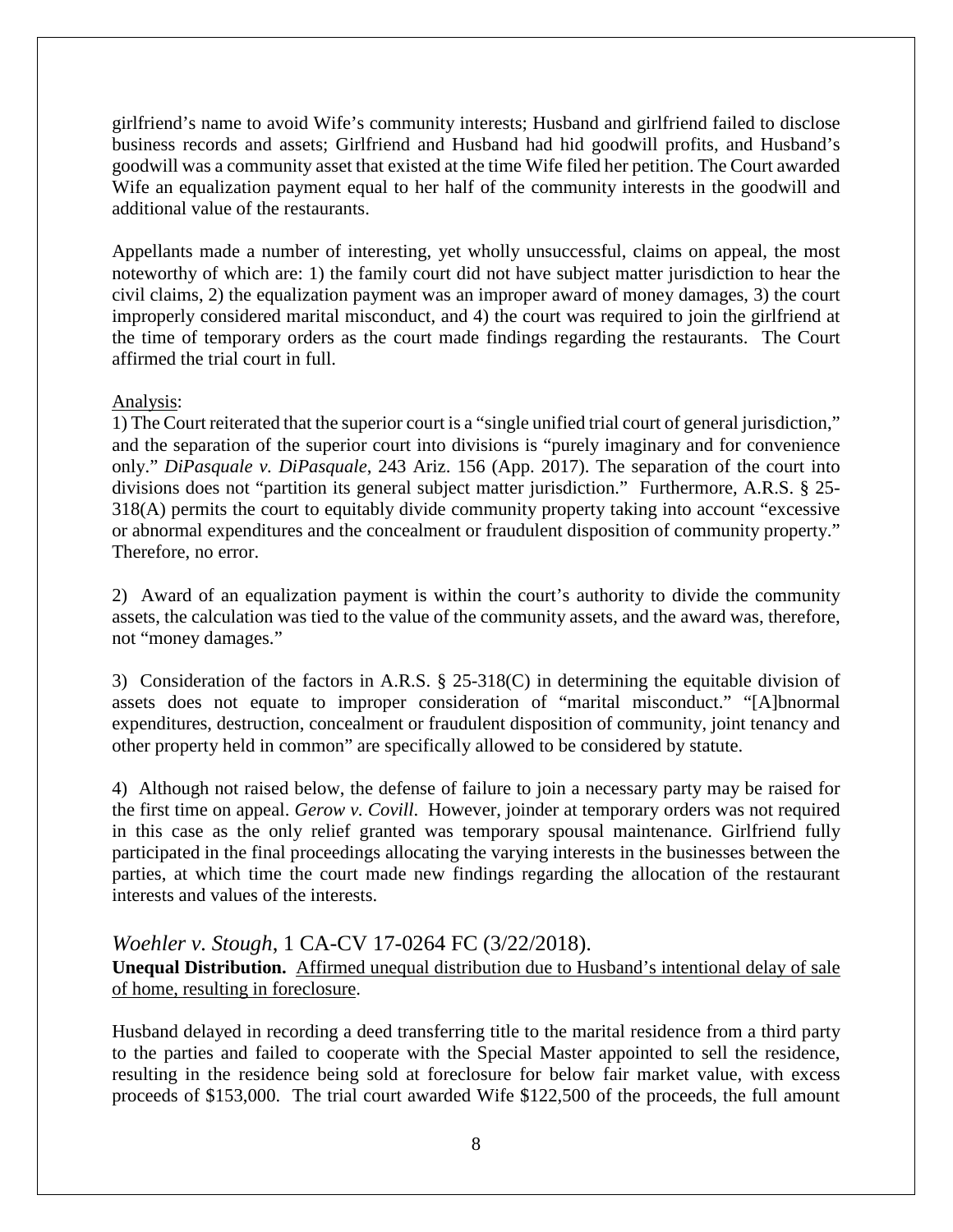girlfriend's name to avoid Wife's community interests; Husband and girlfriend failed to disclose business records and assets; Girlfriend and Husband had hid goodwill profits, and Husband's goodwill was a community asset that existed at the time Wife filed her petition. The Court awarded Wife an equalization payment equal to her half of the community interests in the goodwill and additional value of the restaurants.

Appellants made a number of interesting, yet wholly unsuccessful, claims on appeal, the most noteworthy of which are: 1) the family court did not have subject matter jurisdiction to hear the civil claims, 2) the equalization payment was an improper award of money damages, 3) the court improperly considered marital misconduct, and 4) the court was required to join the girlfriend at the time of temporary orders as the court made findings regarding the restaurants. The Court affirmed the trial court in full.

Analysis:

1) The Court reiterated that the superior court is a "single unified trial court of general jurisdiction," and the separation of the superior court into divisions is "purely imaginary and for convenience only." *DiPasquale v. DiPasquale*, 243 Ariz. 156 (App. 2017). The separation of the court into divisions does not "partition its general subject matter jurisdiction." Furthermore, A.R.S. § 25-318(A) permits the court to equitably divide community property taking into account "excessive or abnormal expenditures and the concealment or fraudulent disposition of community property." Therefore, no error.

2) Award of an equalization payment is within the court's authority to divide the community assets, the calculation was tied to the value of the community assets, and the award was, therefore, not "money damages."

3) Consideration of the factors in A.R.S. § 25-318(C) in determining the equitable division of assets does not equate to improper consideration of "marital misconduct." "[A]bnormal expenditures, destruction, concealment or fraudulent disposition of community, joint tenancy and other property held in common" are specifically allowed to be considered by statute.

4) Although not raised below, the defense of failure to join a necessary party may be raised for the first time on appeal. *Gerow v. Covill*. However, joinder at temporary orders was not required in this case as the only relief granted was temporary spousal maintenance. Girlfriend fully participated in the final proceedings allocating the varying interests in the businesses between the parties, at which time the court made new findings regarding the allocation of the restaurant interests and values of the interests.

## *Woehler v. Stough*, 1 CA-CV 17-0264 FC (3/22/2018).

**Unequal Distribution.** Affirmed unequal distribution due to Husband's intentional delay of sale of home, resulting in foreclosure.

Husband delayed in recording a deed transferring title to the marital residence from a third party to the parties and failed to cooperate with the Special Master appointed to sell the residence, resulting in the residence being sold at foreclosure for below fair market value, with excess proceeds of $153,000. The trial court awarded Wife $122,500 of the proceeds, the full amount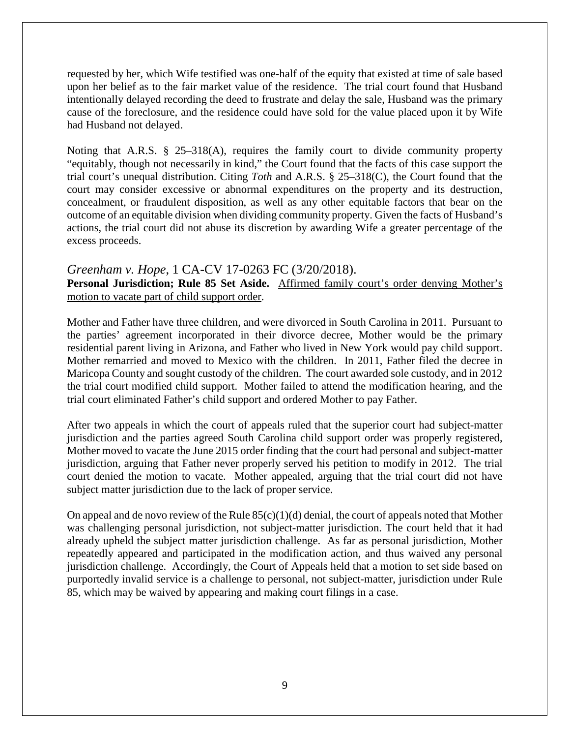requested by her, which Wife testified was one-half of the equity that existed at time of sale based upon her belief as to the fair market value of the residence. The trial court found that Husband intentionally delayed recording the deed to frustrate and delay the sale, Husband was the primary cause of the foreclosure, and the residence could have sold for the value placed upon it by Wife had Husband not delayed.

Noting that A.R.S. § 25–318(A), requires the family court to divide community property "equitably, though not necessarily in kind," the Court found that the facts of this case support the trial court's unequal distribution. Citing *Toth* and A.R.S. § 25–318(C), the Court found that the court may consider excessive or abnormal expenditures on the property and its destruction, concealment, or fraudulent disposition, as well as any other equitable factors that bear on the outcome of an equitable division when dividing community property. Given the facts of Husband's actions, the trial court did not abuse its discretion by awarding Wife a greater percentage of the excess proceeds.

## *Greenham v. Hope*, 1 CA-CV 17-0263 FC (3/20/2018).

**Personal Jurisdiction; Rule 85 Set Aside.** Affirmed family court's order denying Mother's motion to vacate part of child support order.

Mother and Father have three children, and were divorced in South Carolina in 2011. Pursuant to the parties' agreement incorporated in their divorce decree, Mother would be the primary residential parent living in Arizona, and Father who lived in New York would pay child support. Mother remarried and moved to Mexico with the children. In 2011, Father filed the decree in Maricopa County and sought custody of the children. The court awarded sole custody, and in 2012 the trial court modified child support. Mother failed to attend the modification hearing, and the trial court eliminated Father's child support and ordered Mother to pay Father.

After two appeals in which the court of appeals ruled that the superior court had subject-matter jurisdiction and the parties agreed South Carolina child support order was properly registered, Mother moved to vacate the June 2015 order finding that the court had personal and subject-matter jurisdiction, arguing that Father never properly served his petition to modify in 2012. The trial court denied the motion to vacate. Mother appealed, arguing that the trial court did not have subject matter jurisdiction due to the lack of proper service.

On appeal and de novo review of the Rule 85(c)(1)(d) denial, the court of appeals noted that Mother was challenging personal jurisdiction, not subject-matter jurisdiction. The court held that it had already upheld the subject matter jurisdiction challenge. As far as personal jurisdiction, Mother repeatedly appeared and participated in the modification action, and thus waived any personal jurisdiction challenge. Accordingly, the Court of Appeals held that a motion to set side based on purportedly invalid service is a challenge to personal, not subject-matter, jurisdiction under Rule 85, which may be waived by appearing and making court filings in a case.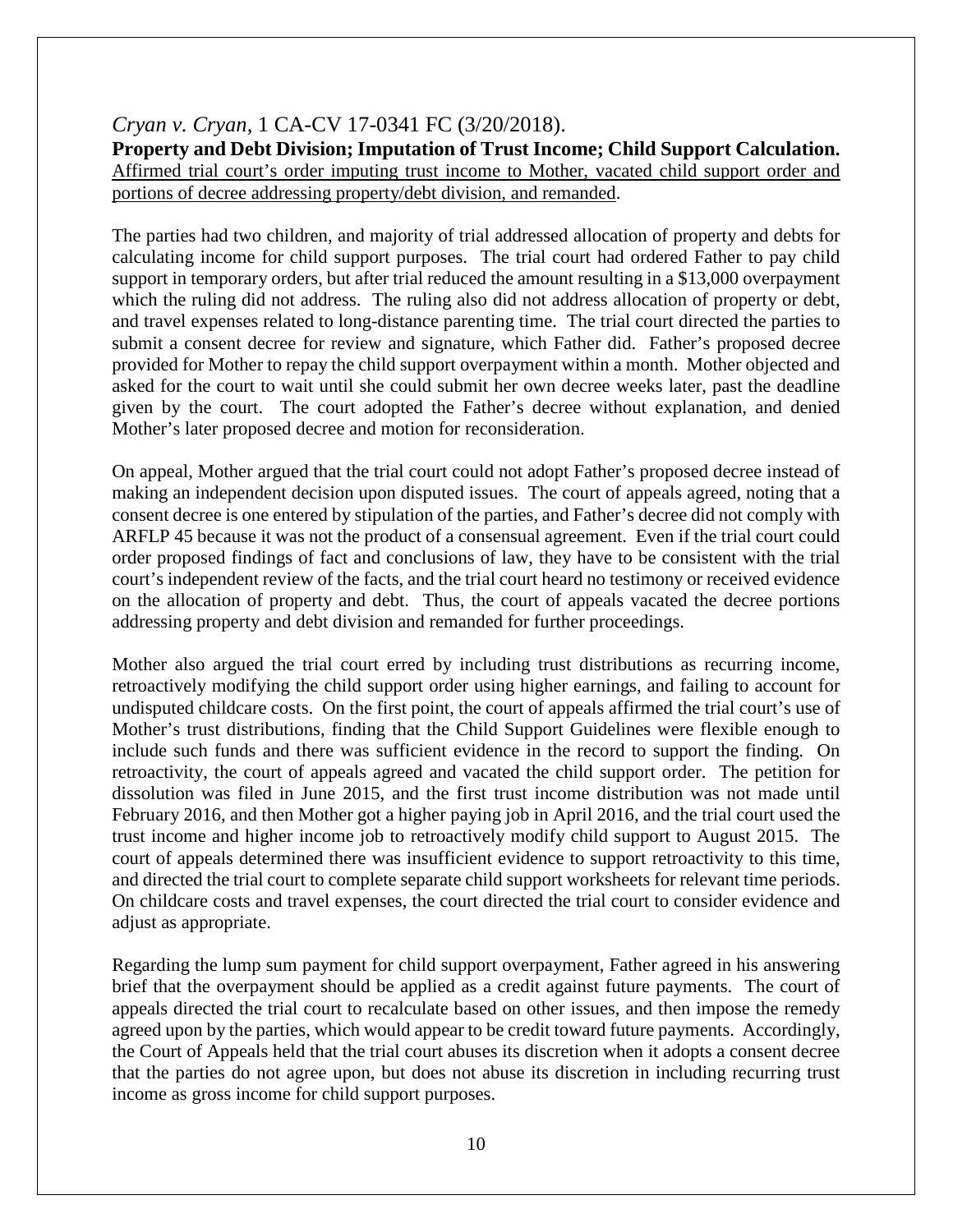*Cryan v. Cryan*, 1 CA-CV 17-0341 FC (3/20/2018).

**Property and Debt Division; Imputation of Trust Income; Child Support Calculation.** <u>Affirmed trial court's order imputing trust income to Mother, vacated child support order and portions of decree addressing property/debt division, and remanded</u>.

The parties had two children, and majority of trial addressed allocation of property and debts for calculating income for child support purposes. The trial court had ordered Father to pay child support in temporary orders, but after trial reduced the amount resulting in a $13,000 overpayment which the ruling did not address. The ruling also did not address allocation of property or debt, and travel expenses related to long-distance parenting time. The trial court directed the parties to submit a consent decree for review and signature, which Father did. Father's proposed decree provided for Mother to repay the child support overpayment within a month. Mother objected and asked for the court to wait until she could submit her own decree weeks later, past the deadline given by the court. The court adopted the Father's decree without explanation, and denied Mother's later proposed decree and motion for reconsideration.

On appeal, Mother argued that the trial court could not adopt Father's proposed decree instead of making an independent decision upon disputed issues. The court of appeals agreed, noting that a consent decree is one entered by stipulation of the parties, and Father's decree did not comply with ARFLP 45 because it was not the product of a consensual agreement. Even if the trial court could order proposed findings of fact and conclusions of law, they have to be consistent with the trial court's independent review of the facts, and the trial court heard no testimony or received evidence on the allocation of property and debt. Thus, the court of appeals vacated the decree portions addressing property and debt division and remanded for further proceedings.

Mother also argued the trial court erred by including trust distributions as recurring income, retroactively modifying the child support order using higher earnings, and failing to account for undisputed childcare costs. On the first point, the court of appeals affirmed the trial court's use of Mother's trust distributions, finding that the Child Support Guidelines were flexible enough to include such funds and there was sufficient evidence in the record to support the finding. On retroactivity, the court of appeals agreed and vacated the child support order. The petition for dissolution was filed in June 2015, and the first trust income distribution was not made until February 2016, and then Mother got a higher paying job in April 2016, and the trial court used the trust income and higher income job to retroactively modify child support to August 2015. The court of appeals determined there was insufficient evidence to support retroactivity to this time, and directed the trial court to complete separate child support worksheets for relevant time periods. On childcare costs and travel expenses, the court directed the trial court to consider evidence and adjust as appropriate.

Regarding the lump sum payment for child support overpayment, Father agreed in his answering brief that the overpayment should be applied as a credit against future payments. The court of appeals directed the trial court to recalculate based on other issues, and then impose the remedy agreed upon by the parties, which would appear to be credit toward future payments. Accordingly, the Court of Appeals held that the trial court abuses its discretion when it adopts a consent decree that the parties do not agree upon, but does not abuse its discretion in including recurring trust income as gross income for child support purposes.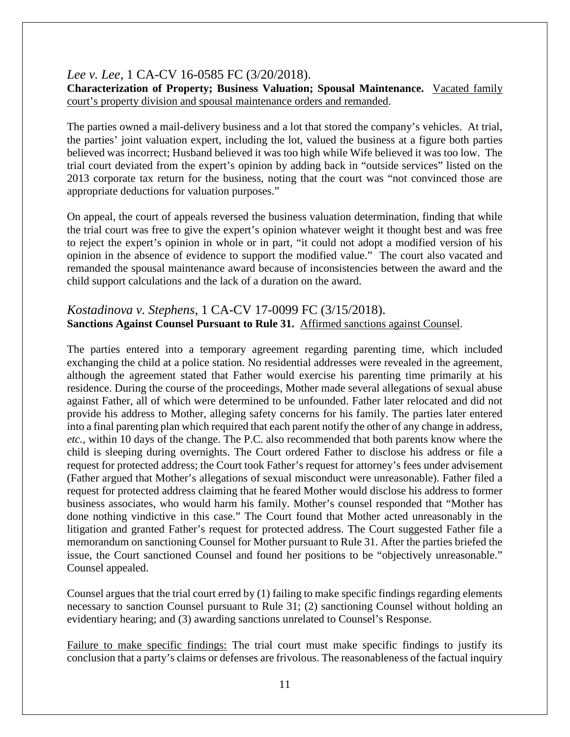*Lee v. Lee*, 1 CA-CV 16-0585 FC (3/20/2018).

**Characterization of Property; Business Valuation; Spousal Maintenance.** Vacated family court's property division and spousal maintenance orders and remanded.

The parties owned a mail-delivery business and a lot that stored the company's vehicles. At trial, the parties' joint valuation expert, including the lot, valued the business at a figure both parties believed was incorrect; Husband believed it was too high while Wife believed it was too low. The trial court deviated from the expert's opinion by adding back in "outside services" listed on the 2013 corporate tax return for the business, noting that the court was "not convinced those are appropriate deductions for valuation purposes."

On appeal, the court of appeals reversed the business valuation determination, finding that while the trial court was free to give the expert's opinion whatever weight it thought best and was free to reject the expert's opinion in whole or in part, "it could not adopt a modified version of his opinion in the absence of evidence to support the modified value." The court also vacated and remanded the spousal maintenance award because of inconsistencies between the award and the child support calculations and the lack of a duration on the award.

*Kostadinova v. Stephens*, 1 CA-CV 17-0099 FC (3/15/2018).

**Sanctions Against Counsel Pursuant to Rule 31.** Affirmed sanctions against Counsel.

The parties entered into a temporary agreement regarding parenting time, which included exchanging the child at a police station. No residential addresses were revealed in the agreement, although the agreement stated that Father would exercise his parenting time primarily at his residence. During the course of the proceedings, Mother made several allegations of sexual abuse against Father, all of which were determined to be unfounded. Father later relocated and did not provide his address to Mother, alleging safety concerns for his family. The parties later entered into a final parenting plan which required that each parent notify the other of any change in address, *etc.*, within 10 days of the change. The P.C. also recommended that both parents know where the child is sleeping during overnights. The Court ordered Father to disclose his address or file a request for protected address; the Court took Father's request for attorney's fees under advisement (Father argued that Mother's allegations of sexual misconduct were unreasonable). Father filed a request for protected address claiming that he feared Mother would disclose his address to former business associates, who would harm his family. Mother's counsel responded that "Mother has done nothing vindictive in this case." The Court found that Mother acted unreasonably in the litigation and granted Father's request for protected address. The Court suggested Father file a memorandum on sanctioning Counsel for Mother pursuant to Rule 31. After the parties briefed the issue, the Court sanctioned Counsel and found her positions to be "objectively unreasonable." Counsel appealed.

Counsel argues that the trial court erred by (1) failing to make specific findings regarding elements necessary to sanction Counsel pursuant to Rule 31; (2) sanctioning Counsel without holding an evidentiary hearing; and (3) awarding sanctions unrelated to Counsel's Response.

Failure to make specific findings: The trial court must make specific findings to justify its conclusion that a party's claims or defenses are frivolous. The reasonableness of the factual inquiry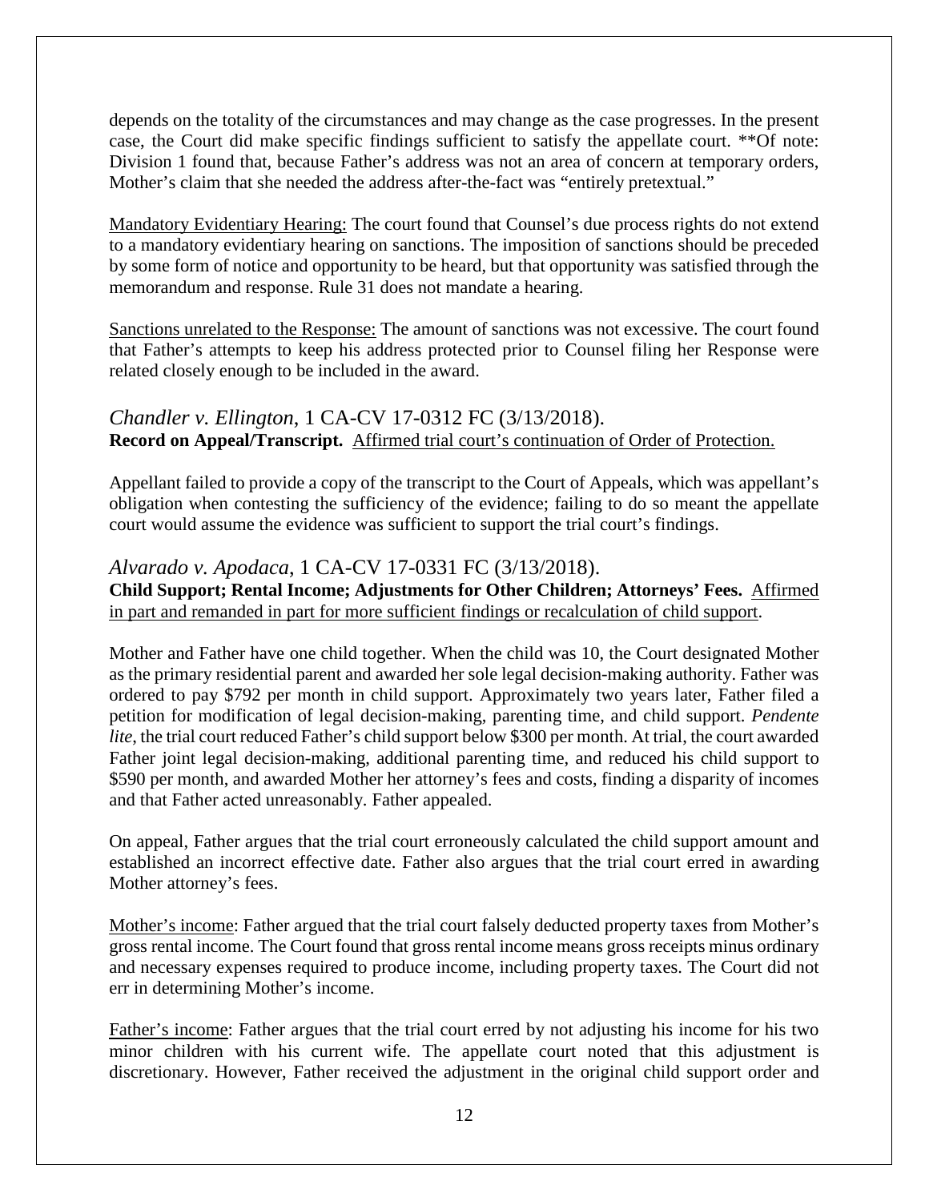depends on the totality of the circumstances and may change as the case progresses. In the present case, the Court did make specific findings sufficient to satisfy the appellate court. **Of note: Division 1 found that, because Father's address was not an area of concern at temporary orders, Mother's claim that she needed the address after-the-fact was "entirely pretextual."

Mandatory Evidentiary Hearing: The court found that Counsel's due process rights do not extend to a mandatory evidentiary hearing on sanctions. The imposition of sanctions should be preceded by some form of notice and opportunity to be heard, but that opportunity was satisfied through the memorandum and response. Rule 31 does not mandate a hearing.

Sanctions unrelated to the Response: The amount of sanctions was not excessive. The court found that Father's attempts to keep his address protected prior to Counsel filing her Response were related closely enough to be included in the award.

### *Chandler v. Ellington*, 1 CA-CV 17-0312 FC (3/13/2018).

**Record on Appeal/Transcript.** Affirmed trial court's continuation of Order of Protection.

Appellant failed to provide a copy of the transcript to the Court of Appeals, which was appellant's obligation when contesting the sufficiency of the evidence; failing to do so meant the appellate court would assume the evidence was sufficient to support the trial court's findings.

### *Alvarado v. Apodaca*, 1 CA-CV 17-0331 FC (3/13/2018).

**Child Support; Rental Income; Adjustments for Other Children; Attorneys' Fees.** Affirmed in part and remanded in part for more sufficient findings or recalculation of child support.

Mother and Father have one child together. When the child was 10, the Court designated Mother as the primary residential parent and awarded her sole legal decision-making authority. Father was ordered to pay $792 per month in child support. Approximately two years later, Father filed a petition for modification of legal decision-making, parenting time, and child support. *Pendente lite*, the trial court reduced Father's child support below $300 per month. At trial, the court awarded Father joint legal decision-making, additional parenting time, and reduced his child support to $590 per month, and awarded Mother her attorney's fees and costs, finding a disparity of incomes and that Father acted unreasonably. Father appealed.

On appeal, Father argues that the trial court erroneously calculated the child support amount and established an incorrect effective date. Father also argues that the trial court erred in awarding Mother attorney's fees.

Mother's income: Father argued that the trial court falsely deducted property taxes from Mother's gross rental income. The Court found that gross rental income means gross receipts minus ordinary and necessary expenses required to produce income, including property taxes. The Court did not err in determining Mother's income.

Father's income: Father argues that the trial court erred by not adjusting his income for his two minor children with his current wife. The appellate court noted that this adjustment is discretionary. However, Father received the adjustment in the original child support order and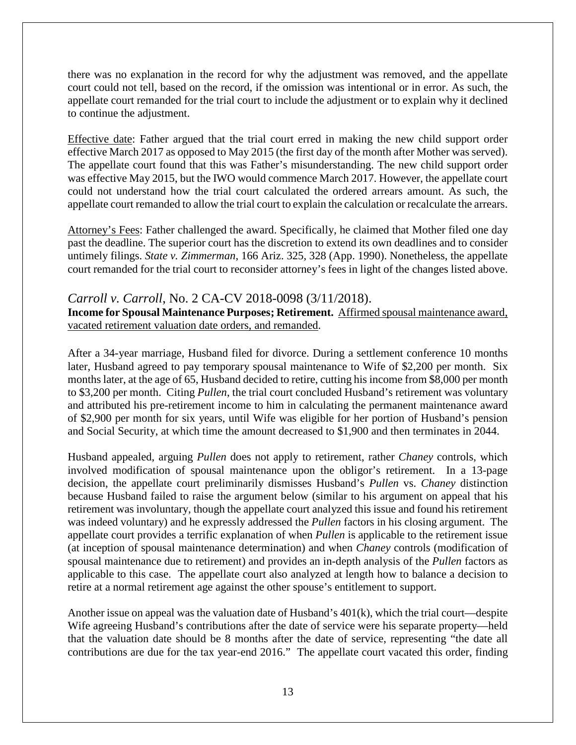there was no explanation in the record for why the adjustment was removed, and the appellate court could not tell, based on the record, if the omission was intentional or in error. As such, the appellate court remanded for the trial court to include the adjustment or to explain why it declined to continue the adjustment.

<u>Effective date</u>: Father argued that the trial court erred in making the new child support order effective March 2017 as opposed to May 2015 (the first day of the month after Mother was served). The appellate court found that this was Father's misunderstanding. The new child support order was effective May 2015, but the IWO would commence March 2017. However, the appellate court could not understand how the trial court calculated the ordered arrears amount. As such, the appellate court remanded to allow the trial court to explain the calculation or recalculate the arrears.

<u>Attorney's Fees</u>: Father challenged the award. Specifically, he claimed that Mother filed one day past the deadline. The superior court has the discretion to extend its own deadlines and to consider untimely filings. *State v. Zimmerman*, 166 Ariz. 325, 328 (App. 1990). Nonetheless, the appellate court remanded for the trial court to reconsider attorney's fees in light of the changes listed above.

## *Carroll v. Carroll*, No. 2 CA-CV 2018-0098 (3/11/2018).

**Income for Spousal Maintenance Purposes; Retirement.** <u>Affirmed spousal maintenance award, vacated retirement valuation date orders, and remanded</u>.

After a 34-year marriage, Husband filed for divorce. During a settlement conference 10 months later, Husband agreed to pay temporary spousal maintenance to Wife of $2,200 per month. Six months later, at the age of 65, Husband decided to retire, cutting his income from $8,000 per month to $3,200 per month. Citing *Pullen*, the trial court concluded Husband's retirement was voluntary and attributed his pre-retirement income to him in calculating the permanent maintenance award of $2,900 per month for six years, until Wife was eligible for her portion of Husband's pension and Social Security, at which time the amount decreased to $1,900 and then terminates in 2044.

Husband appealed, arguing *Pullen* does not apply to retirement, rather *Chaney* controls, which involved modification of spousal maintenance upon the obligor's retirement. In a 13-page decision, the appellate court preliminarily dismisses Husband's *Pullen* vs. *Chaney* distinction because Husband failed to raise the argument below (similar to his argument on appeal that his retirement was involuntary, though the appellate court analyzed this issue and found his retirement was indeed voluntary) and he expressly addressed the *Pullen* factors in his closing argument. The appellate court provides a terrific explanation of when *Pullen* is applicable to the retirement issue (at inception of spousal maintenance determination) and when *Chaney* controls (modification of spousal maintenance due to retirement) and provides an in-depth analysis of the *Pullen* factors as applicable to this case. The appellate court also analyzed at length how to balance a decision to retire at a normal retirement age against the other spouse's entitlement to support.

Another issue on appeal was the valuation date of Husband's 401(k), which the trial court—despite Wife agreeing Husband's contributions after the date of service were his separate property—held that the valuation date should be 8 months after the date of service, representing "the date all contributions are due for the tax year-end 2016." The appellate court vacated this order, finding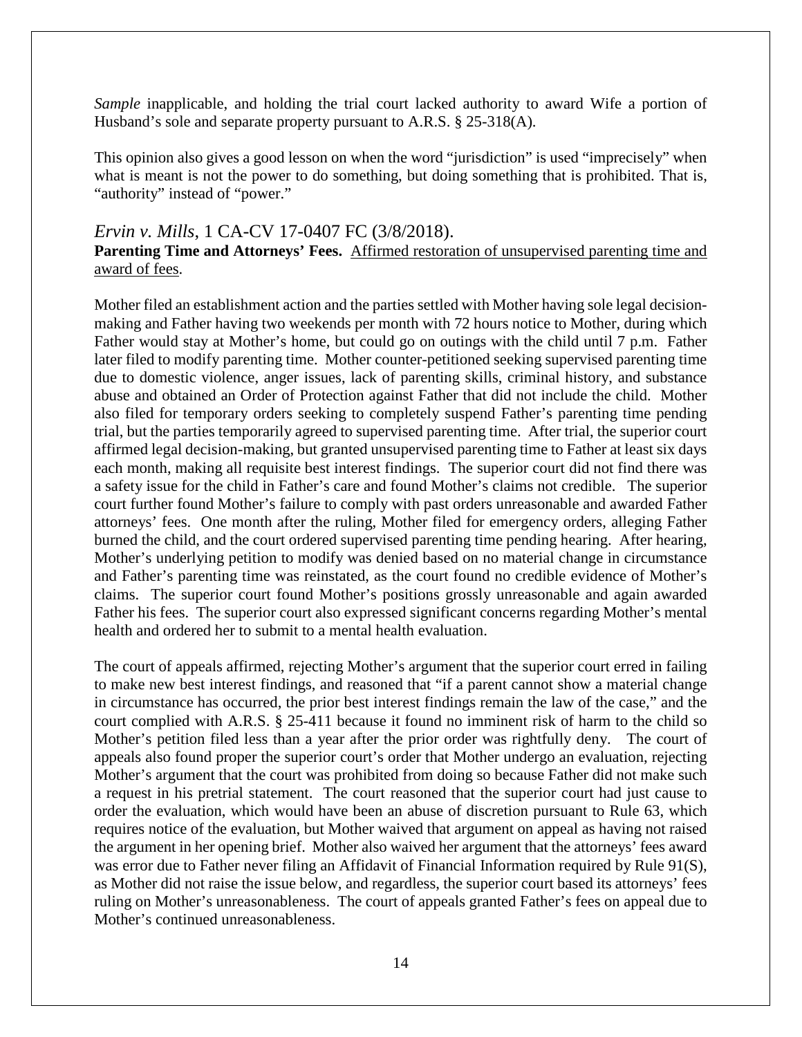*Sample* inapplicable, and holding the trial court lacked authority to award Wife a portion of Husband's sole and separate property pursuant to A.R.S. § 25-318(A).

This opinion also gives a good lesson on when the word "jurisdiction" is used "imprecisely" when what is meant is not the power to do something, but doing something that is prohibited. That is, "authority" instead of "power."

### *Ervin v. Mills*, 1 CA-CV 17-0407 FC (3/8/2018).

**Parenting Time and Attorneys' Fees.** Affirmed restoration of unsupervised parenting time and award of fees.

Mother filed an establishment action and the parties settled with Mother having sole legal decision-making and Father having two weekends per month with 72 hours notice to Mother, during which Father would stay at Mother's home, but could go on outings with the child until 7 p.m. Father later filed to modify parenting time. Mother counter-petitioned seeking supervised parenting time due to domestic violence, anger issues, lack of parenting skills, criminal history, and substance abuse and obtained an Order of Protection against Father that did not include the child. Mother also filed for temporary orders seeking to completely suspend Father's parenting time pending trial, but the parties temporarily agreed to supervised parenting time. After trial, the superior court affirmed legal decision-making, but granted unsupervised parenting time to Father at least six days each month, making all requisite best interest findings. The superior court did not find there was a safety issue for the child in Father's care and found Mother's claims not credible. The superior court further found Mother's failure to comply with past orders unreasonable and awarded Father attorneys' fees. One month after the ruling, Mother filed for emergency orders, alleging Father burned the child, and the court ordered supervised parenting time pending hearing. After hearing, Mother's underlying petition to modify was denied based on no material change in circumstance and Father's parenting time was reinstated, as the court found no credible evidence of Mother's claims. The superior court found Mother's positions grossly unreasonable and again awarded Father his fees. The superior court also expressed significant concerns regarding Mother's mental health and ordered her to submit to a mental health evaluation.

The court of appeals affirmed, rejecting Mother's argument that the superior court erred in failing to make new best interest findings, and reasoned that "if a parent cannot show a material change in circumstance has occurred, the prior best interest findings remain the law of the case," and the court complied with A.R.S. § 25-411 because it found no imminent risk of harm to the child so Mother's petition filed less than a year after the prior order was rightfully deny. The court of appeals also found proper the superior court's order that Mother undergo an evaluation, rejecting Mother's argument that the court was prohibited from doing so because Father did not make such a request in his pretrial statement. The court reasoned that the superior court had just cause to order the evaluation, which would have been an abuse of discretion pursuant to Rule 63, which requires notice of the evaluation, but Mother waived that argument on appeal as having not raised the argument in her opening brief. Mother also waived her argument that the attorneys' fees award was error due to Father never filing an Affidavit of Financial Information required by Rule 91(S), as Mother did not raise the issue below, and regardless, the superior court based its attorneys' fees ruling on Mother's unreasonableness. The court of appeals granted Father's fees on appeal due to Mother's continued unreasonableness.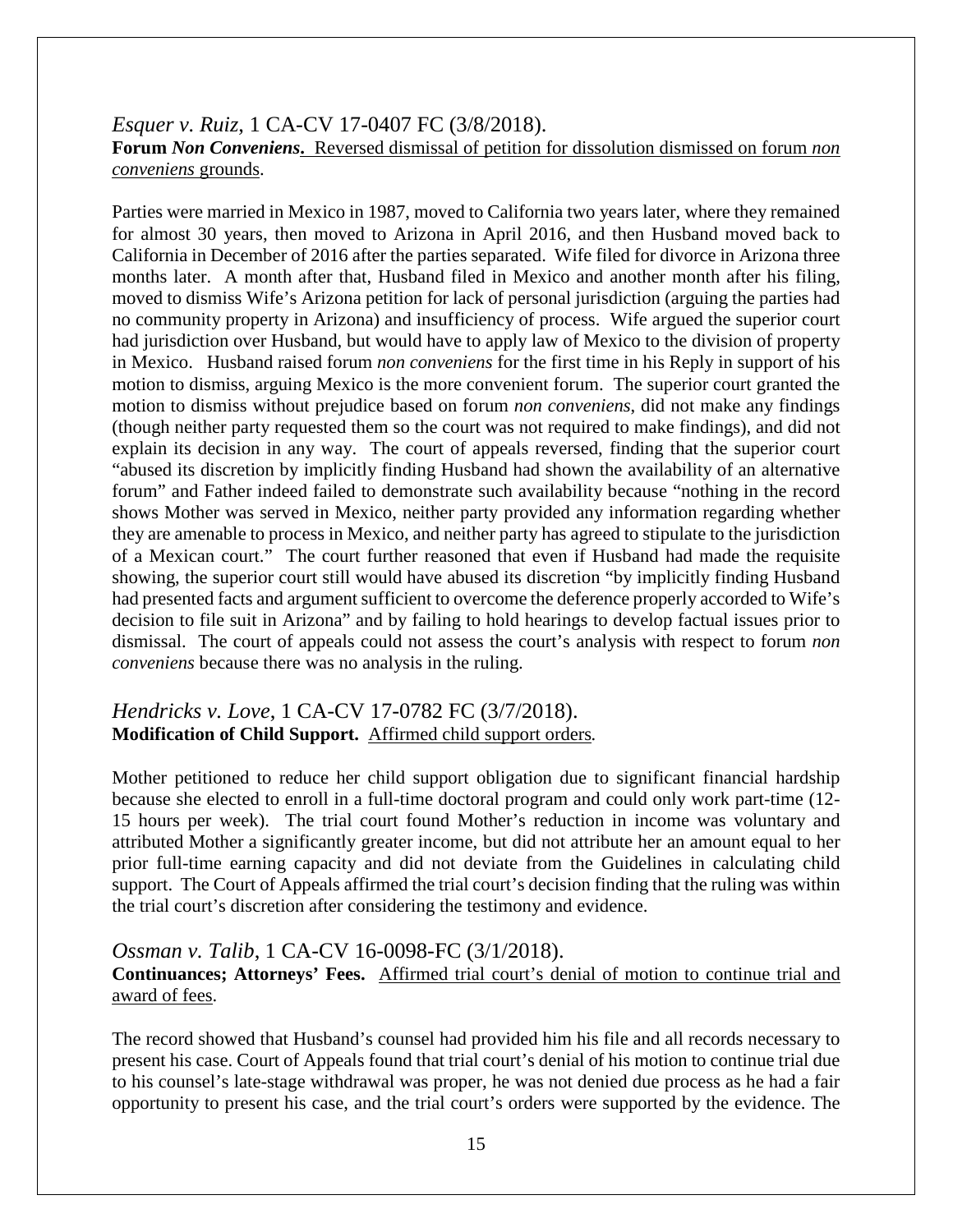*Esquer v. Ruiz*, 1 CA-CV 17-0407 FC (3/8/2018).
**Forum *Non Conveniens*.** Reversed dismissal of petition for dissolution dismissed on forum *non conveniens* grounds.

Parties were married in Mexico in 1987, moved to California two years later, where they remained for almost 30 years, then moved to Arizona in April 2016, and then Husband moved back to California in December of 2016 after the parties separated. Wife filed for divorce in Arizona three months later. A month after that, Husband filed in Mexico and another month after his filing, moved to dismiss Wife's Arizona petition for lack of personal jurisdiction (arguing the parties had no community property in Arizona) and insufficiency of process. Wife argued the superior court had jurisdiction over Husband, but would have to apply law of Mexico to the division of property in Mexico. Husband raised forum *non conveniens* for the first time in his Reply in support of his motion to dismiss, arguing Mexico is the more convenient forum. The superior court granted the motion to dismiss without prejudice based on forum *non conveniens*, did not make any findings (though neither party requested them so the court was not required to make findings), and did not explain its decision in any way. The court of appeals reversed, finding that the superior court "abused its discretion by implicitly finding Husband had shown the availability of an alternative forum" and Father indeed failed to demonstrate such availability because "nothing in the record shows Mother was served in Mexico, neither party provided any information regarding whether they are amenable to process in Mexico, and neither party has agreed to stipulate to the jurisdiction of a Mexican court." The court further reasoned that even if Husband had made the requisite showing, the superior court still would have abused its discretion "by implicitly finding Husband had presented facts and argument sufficient to overcome the deference properly accorded to Wife's decision to file suit in Arizona" and by failing to hold hearings to develop factual issues prior to dismissal. The court of appeals could not assess the court's analysis with respect to forum *non conveniens* because there was no analysis in the ruling.

*Hendricks v. Love*, 1 CA-CV 17-0782 FC (3/7/2018).
**Modification of Child Support.** Affirmed child support orders.

Mother petitioned to reduce her child support obligation due to significant financial hardship because she elected to enroll in a full-time doctoral program and could only work part-time (12-15 hours per week). The trial court found Mother's reduction in income was voluntary and attributed Mother a significantly greater income, but did not attribute her an amount equal to her prior full-time earning capacity and did not deviate from the Guidelines in calculating child support. The Court of Appeals affirmed the trial court's decision finding that the ruling was within the trial court's discretion after considering the testimony and evidence.

*Ossman v. Talib*, 1 CA-CV 16-0098-FC (3/1/2018).
**Continuances; Attorneys' Fees.** Affirmed trial court's denial of motion to continue trial and award of fees.

The record showed that Husband's counsel had provided him his file and all records necessary to present his case. Court of Appeals found that trial court's denial of his motion to continue trial due to his counsel's late-stage withdrawal was proper, he was not denied due process as he had a fair opportunity to present his case, and the trial court's orders were supported by the evidence. The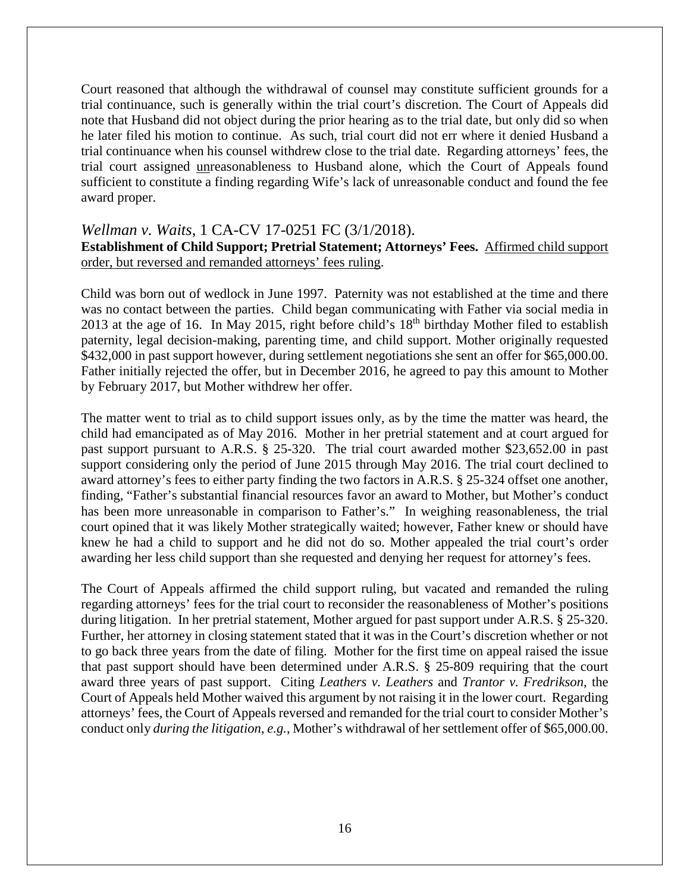Court reasoned that although the withdrawal of counsel may constitute sufficient grounds for a trial continuance, such is generally within the trial court's discretion. The Court of Appeals did note that Husband did not object during the prior hearing as to the trial date, but only did so when he later filed his motion to continue. As such, trial court did not err where it denied Husband a trial continuance when his counsel withdrew close to the trial date. Regarding attorneys' fees, the trial court assigned unreasonableness to Husband alone, which the Court of Appeals found sufficient to constitute a finding regarding Wife's lack of unreasonable conduct and found the fee award proper.

### *Wellman v. Waits*, 1 CA-CV 17-0251 FC (3/1/2018).

**Establishment of Child Support; Pretrial Statement; Attorneys' Fees.** Affirmed child support order, but reversed and remanded attorneys' fees ruling.

Child was born out of wedlock in June 1997. Paternity was not established at the time and there was no contact between the parties. Child began communicating with Father via social media in 2013 at the age of 16. In May 2015, right before child's 18th birthday Mother filed to establish paternity, legal decision-making, parenting time, and child support. Mother originally requested $432,000 in past support however, during settlement negotiations she sent an offer for $65,000.00. Father initially rejected the offer, but in December 2016, he agreed to pay this amount to Mother by February 2017, but Mother withdrew her offer.

The matter went to trial as to child support issues only, as by the time the matter was heard, the child had emancipated as of May 2016. Mother in her pretrial statement and at court argued for past support pursuant to A.R.S. § 25-320. The trial court awarded mother $23,652.00 in past support considering only the period of June 2015 through May 2016. The trial court declined to award attorney's fees to either party finding the two factors in A.R.S. § 25-324 offset one another, finding, "Father's substantial financial resources favor an award to Mother, but Mother's conduct has been more unreasonable in comparison to Father's." In weighing reasonableness, the trial court opined that it was likely Mother strategically waited; however, Father knew or should have knew he had a child to support and he did not do so. Mother appealed the trial court's order awarding her less child support than she requested and denying her request for attorney's fees.

The Court of Appeals affirmed the child support ruling, but vacated and remanded the ruling regarding attorneys' fees for the trial court to reconsider the reasonableness of Mother's positions during litigation. In her pretrial statement, Mother argued for past support under A.R.S. § 25-320. Further, her attorney in closing statement stated that it was in the Court's discretion whether or not to go back three years from the date of filing. Mother for the first time on appeal raised the issue that past support should have been determined under A.R.S. § 25-809 requiring that the court award three years of past support. Citing *Leathers v. Leathers* and *Trantor v. Fredrikson*, the Court of Appeals held Mother waived this argument by not raising it in the lower court. Regarding attorneys' fees, the Court of Appeals reversed and remanded for the trial court to consider Mother's conduct only *during the litigation*, *e.g.*, Mother's withdrawal of her settlement offer of $65,000.00.